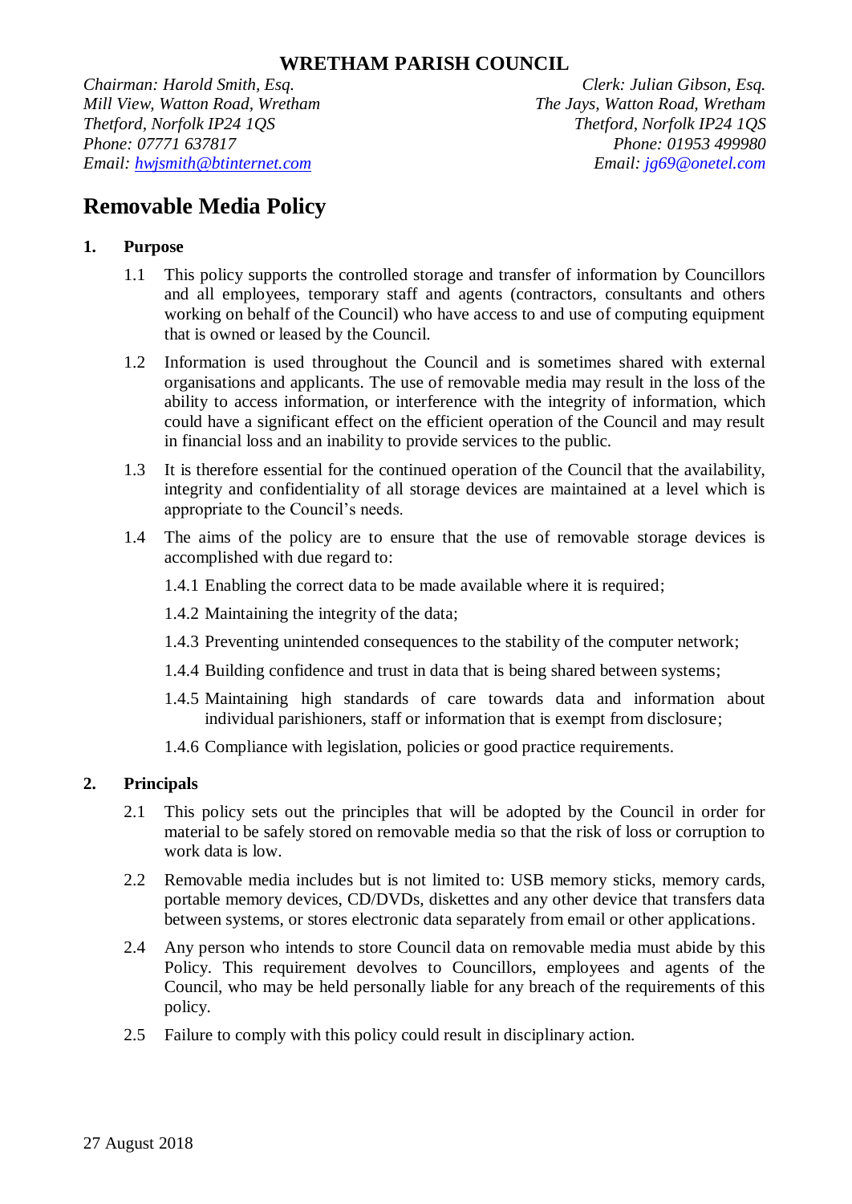# WRETHAM PARISH COUNCIL

*Chairman: Harold Smith, Esq.*
*Mill View, Watton Road, Wretham*
*Thetford, Norfolk IP24 1QS*
*Phone: 07771 637817*
*Email: hwjsmith@btinternet.com*

*Clerk: Julian Gibson, Esq.*
*The Jays, Watton Road, Wretham*
*Thetford, Norfolk IP24 1QS*
*Phone: 01953 499980*
*Email: jg69@onetel.com*

## Removable Media Policy

### 1. Purpose

1.1 This policy supports the controlled storage and transfer of information by Councillors and all employees, temporary staff and agents (contractors, consultants and others working on behalf of the Council) who have access to and use of computing equipment that is owned or leased by the Council.

1.2 Information is used throughout the Council and is sometimes shared with external organisations and applicants. The use of removable media may result in the loss of the ability to access information, or interference with the integrity of information, which could have a significant effect on the efficient operation of the Council and may result in financial loss and an inability to provide services to the public.

1.3 It is therefore essential for the continued operation of the Council that the availability, integrity and confidentiality of all storage devices are maintained at a level which is appropriate to the Council's needs.

1.4 The aims of the policy are to ensure that the use of removable storage devices is accomplished with due regard to:

1.4.1 Enabling the correct data to be made available where it is required;

1.4.2 Maintaining the integrity of the data;

1.4.3 Preventing unintended consequences to the stability of the computer network;

1.4.4 Building confidence and trust in data that is being shared between systems;

1.4.5 Maintaining high standards of care towards data and information about individual parishioners, staff or information that is exempt from disclosure;

1.4.6 Compliance with legislation, policies or good practice requirements.

### 2. Principals

2.1 This policy sets out the principles that will be adopted by the Council in order for material to be safely stored on removable media so that the risk of loss or corruption to work data is low.

2.2 Removable media includes but is not limited to: USB memory sticks, memory cards, portable memory devices, CD/DVDs, diskettes and any other device that transfers data between systems, or stores electronic data separately from email or other applications.

2.4 Any person who intends to store Council data on removable media must abide by this Policy. This requirement devolves to Councillors, employees and agents of the Council, who may be held personally liable for any breach of the requirements of this policy.

2.5 Failure to comply with this policy could result in disciplinary action.

27 August 2018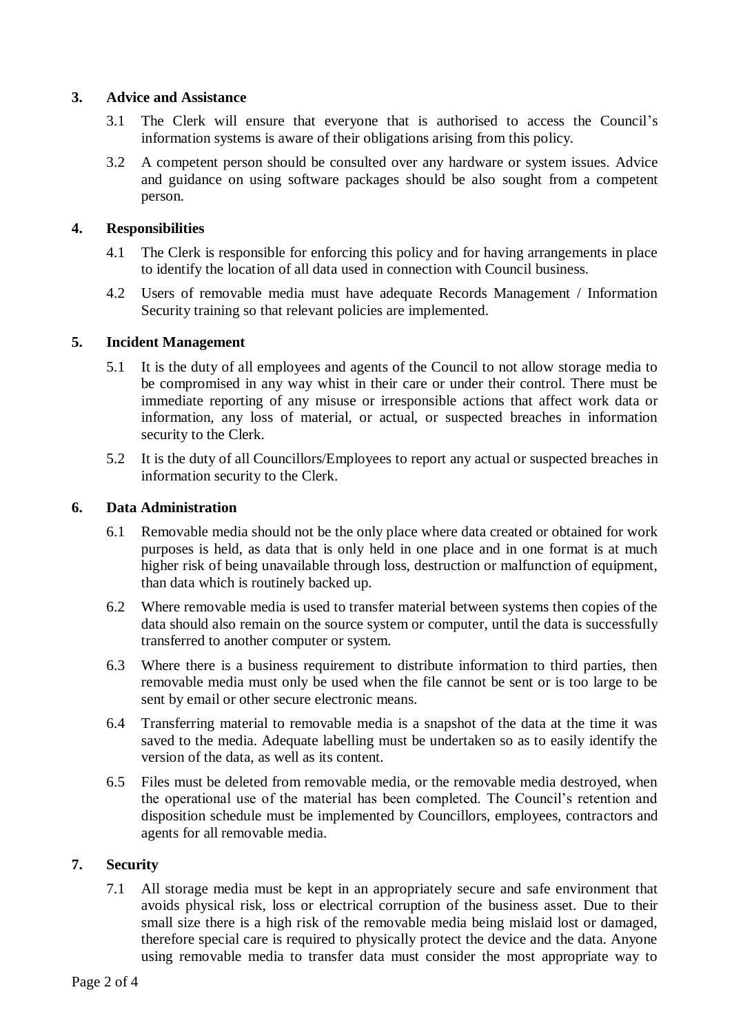## 3. Advice and Assistance

3.1 The Clerk will ensure that everyone that is authorised to access the Council's information systems is aware of their obligations arising from this policy.

3.2 A competent person should be consulted over any hardware or system issues. Advice and guidance on using software packages should be also sought from a competent person.

## 4. Responsibilities

4.1 The Clerk is responsible for enforcing this policy and for having arrangements in place to identify the location of all data used in connection with Council business.

4.2 Users of removable media must have adequate Records Management / Information Security training so that relevant policies are implemented.

## 5. Incident Management

5.1 It is the duty of all employees and agents of the Council to not allow storage media to be compromised in any way whist in their care or under their control. There must be immediate reporting of any misuse or irresponsible actions that affect work data or information, any loss of material, or actual, or suspected breaches in information security to the Clerk.

5.2 It is the duty of all Councillors/Employees to report any actual or suspected breaches in information security to the Clerk.

## 6. Data Administration

6.1 Removable media should not be the only place where data created or obtained for work purposes is held, as data that is only held in one place and in one format is at much higher risk of being unavailable through loss, destruction or malfunction of equipment, than data which is routinely backed up.

6.2 Where removable media is used to transfer material between systems then copies of the data should also remain on the source system or computer, until the data is successfully transferred to another computer or system.

6.3 Where there is a business requirement to distribute information to third parties, then removable media must only be used when the file cannot be sent or is too large to be sent by email or other secure electronic means.

6.4 Transferring material to removable media is a snapshot of the data at the time it was saved to the media. Adequate labelling must be undertaken so as to easily identify the version of the data, as well as its content.

6.5 Files must be deleted from removable media, or the removable media destroyed, when the operational use of the material has been completed. The Council's retention and disposition schedule must be implemented by Councillors, employees, contractors and agents for all removable media.

## 7. Security

7.1 All storage media must be kept in an appropriately secure and safe environment that avoids physical risk, loss or electrical corruption of the business asset. Due to their small size there is a high risk of the removable media being mislaid lost or damaged, therefore special care is required to physically protect the device and the data. Anyone using removable media to transfer data must consider the most appropriate way to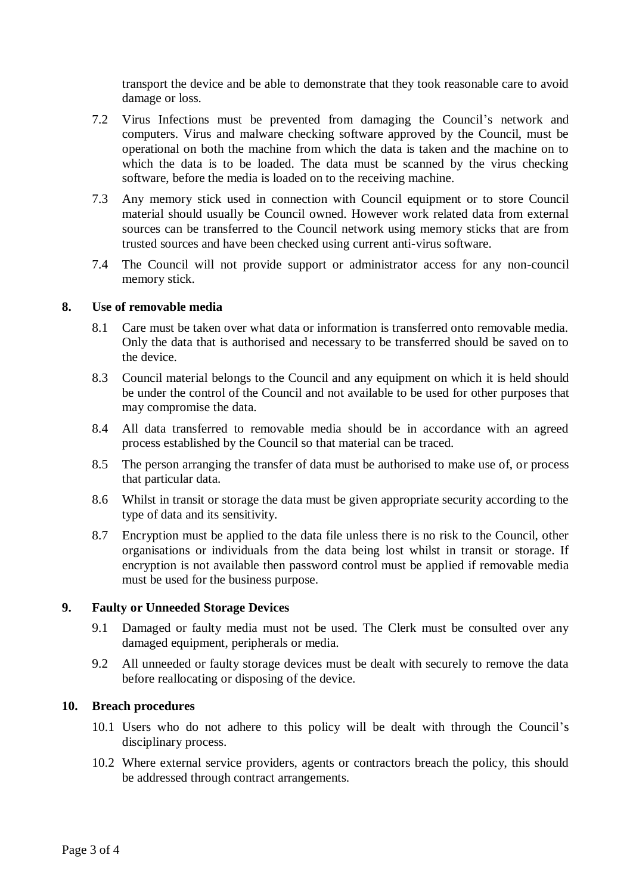transport the device and be able to demonstrate that they took reasonable care to avoid damage or loss.

7.2 Virus Infections must be prevented from damaging the Council's network and computers. Virus and malware checking software approved by the Council, must be operational on both the machine from which the data is taken and the machine on to which the data is to be loaded. The data must be scanned by the virus checking software, before the media is loaded on to the receiving machine.

7.3 Any memory stick used in connection with Council equipment or to store Council material should usually be Council owned. However work related data from external sources can be transferred to the Council network using memory sticks that are from trusted sources and have been checked using current anti-virus software.

7.4 The Council will not provide support or administrator access for any non-council memory stick.

## 8. Use of removable media

8.1 Care must be taken over what data or information is transferred onto removable media. Only the data that is authorised and necessary to be transferred should be saved on to the device.

8.3 Council material belongs to the Council and any equipment on which it is held should be under the control of the Council and not available to be used for other purposes that may compromise the data.

8.4 All data transferred to removable media should be in accordance with an agreed process established by the Council so that material can be traced.

8.5 The person arranging the transfer of data must be authorised to make use of, or process that particular data.

8.6 Whilst in transit or storage the data must be given appropriate security according to the type of data and its sensitivity.

8.7 Encryption must be applied to the data file unless there is no risk to the Council, other organisations or individuals from the data being lost whilst in transit or storage. If encryption is not available then password control must be applied if removable media must be used for the business purpose.

## 9. Faulty or Unneeded Storage Devices

9.1 Damaged or faulty media must not be used. The Clerk must be consulted over any damaged equipment, peripherals or media.

9.2 All unneeded or faulty storage devices must be dealt with securely to remove the data before reallocating or disposing of the device.

## 10. Breach procedures

10.1 Users who do not adhere to this policy will be dealt with through the Council's disciplinary process.

10.2 Where external service providers, agents or contractors breach the policy, this should be addressed through contract arrangements.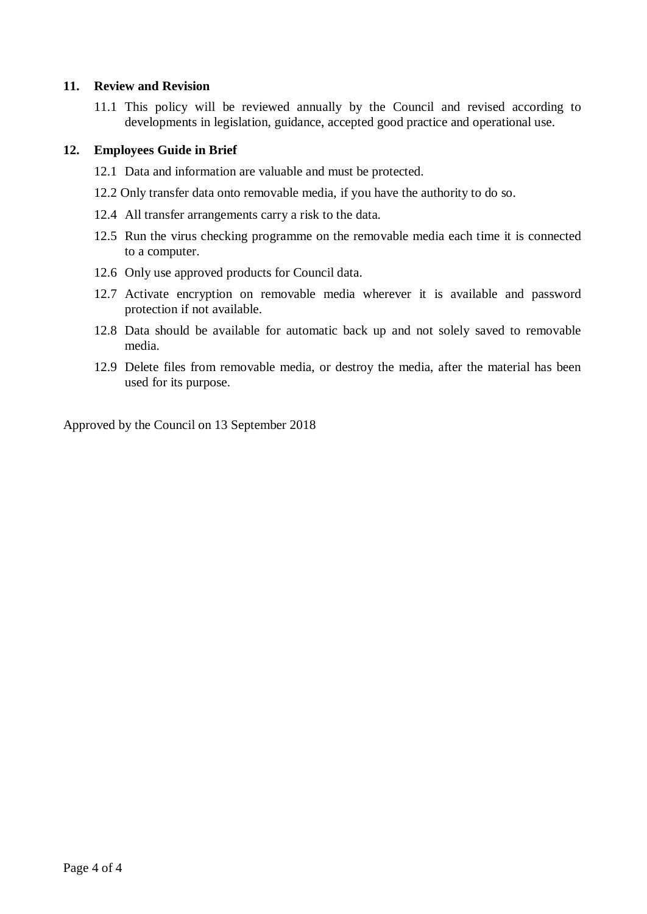## 11. Review and Revision

11.1 This policy will be reviewed annually by the Council and revised according to developments in legislation, guidance, accepted good practice and operational use.

## 12. Employees Guide in Brief

12.1 Data and information are valuable and must be protected.

12.2 Only transfer data onto removable media, if you have the authority to do so.

12.4 All transfer arrangements carry a risk to the data.

12.5 Run the virus checking programme on the removable media each time it is connected to a computer.

12.6 Only use approved products for Council data.

12.7 Activate encryption on removable media wherever it is available and password protection if not available.

12.8 Data should be available for automatic back up and not solely saved to removable media.

12.9 Delete files from removable media, or destroy the media, after the material has been used for its purpose.

Approved by the Council on 13 September 2018